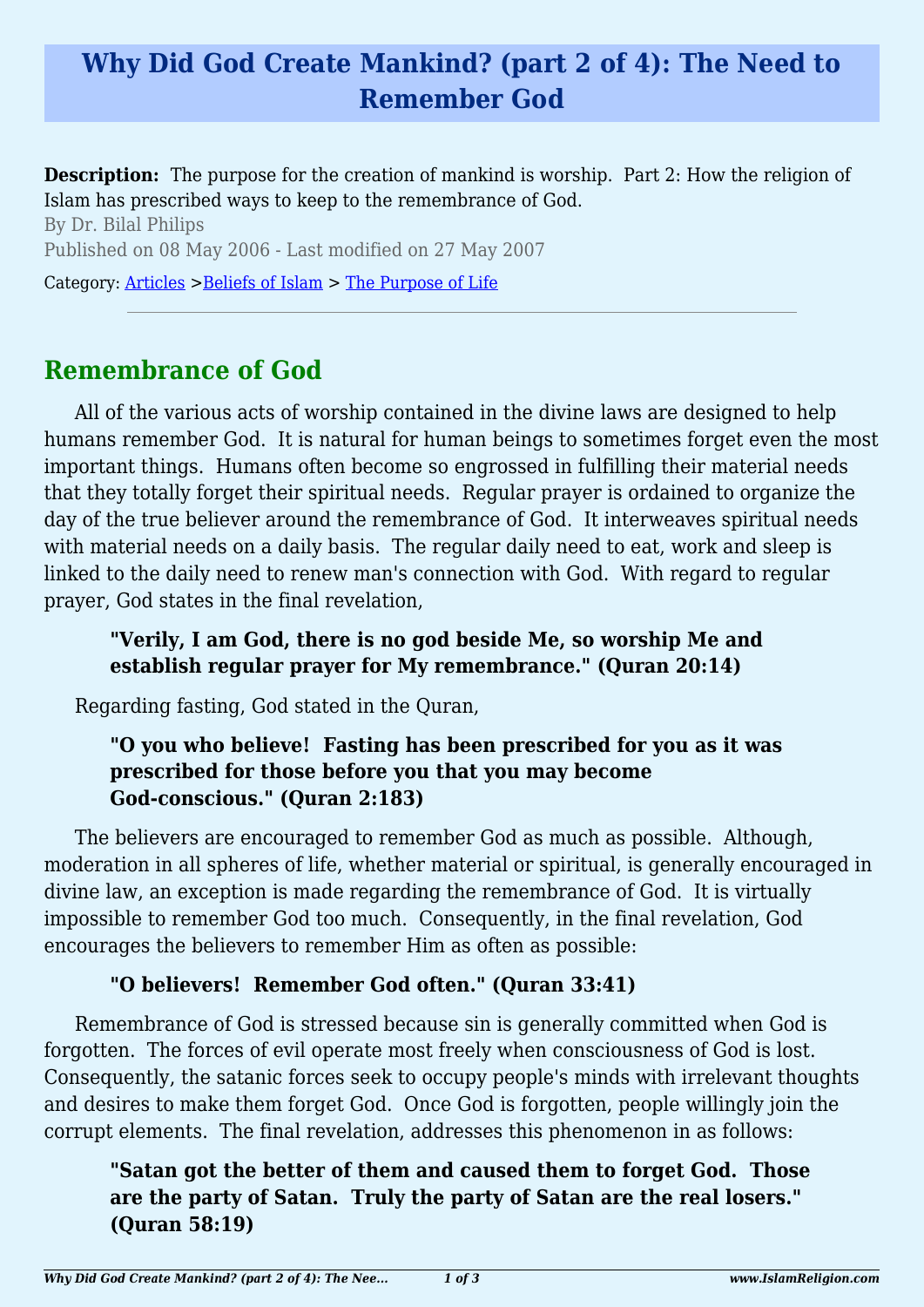# Why Did God Create Mankind? (part 2 of 4): The Need to Remember God

**Description:** The purpose for the creation of mankind is worship. Part 2: How the religion of Islam has prescribed ways to keep to the remembrance of God.

By Dr. Bilal Philips

Published on 08 May 2006 - Last modified on 27 May 2007

Category: Articles >Beliefs of Islam > The Purpose of Life

---

## Remembrance of God

All of the various acts of worship contained in the divine laws are designed to help humans remember God. It is natural for human beings to sometimes forget even the most important things. Humans often become so engrossed in fulfilling their material needs that they totally forget their spiritual needs. Regular prayer is ordained to organize the day of the true believer around the remembrance of God. It interweaves spiritual needs with material needs on a daily basis. The regular daily need to eat, work and sleep is linked to the daily need to renew man's connection with God. With regard to regular prayer, God states in the final revelation,

> **"Verily, I am God, there is no god beside Me, so worship Me and establish regular prayer for My remembrance." (Quran 20:14)**

Regarding fasting, God stated in the Quran,

> **"O you who believe! Fasting has been prescribed for you as it was prescribed for those before you that you may become God-conscious." (Quran 2:183)**

The believers are encouraged to remember God as much as possible. Although, moderation in all spheres of life, whether material or spiritual, is generally encouraged in divine law, an exception is made regarding the remembrance of God. It is virtually impossible to remember God too much. Consequently, in the final revelation, God encourages the believers to remember Him as often as possible:

> **"O believers! Remember God often." (Quran 33:41)**

Remembrance of God is stressed because sin is generally committed when God is forgotten. The forces of evil operate most freely when consciousness of God is lost. Consequently, the satanic forces seek to occupy people's minds with irrelevant thoughts and desires to make them forget God. Once God is forgotten, people willingly join the corrupt elements. The final revelation, addresses this phenomenon in as follows:

> **"Satan got the better of them and caused them to forget God. Those are the party of Satan. Truly the party of Satan are the real losers." (Quran 58:19)**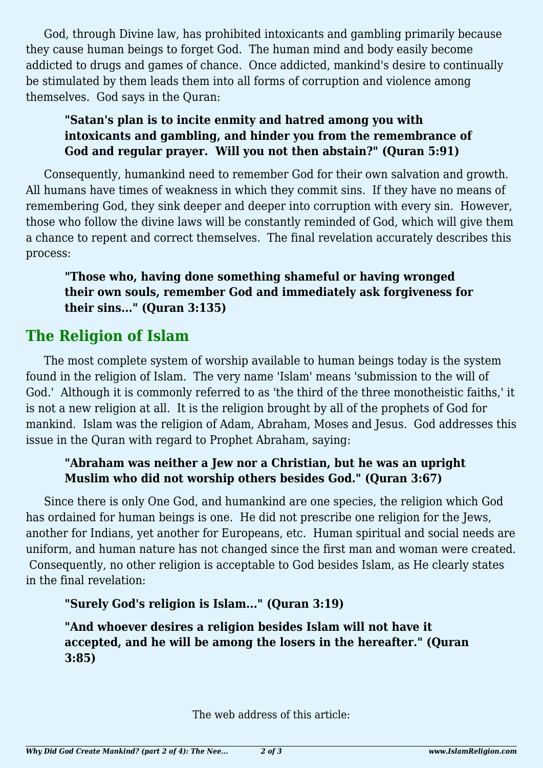God, through Divine law, has prohibited intoxicants and gambling primarily because they cause human beings to forget God. The human mind and body easily become addicted to drugs and games of chance. Once addicted, mankind's desire to continually be stimulated by them leads them into all forms of corruption and violence among themselves. God says in the Quran:

> **"Satan's plan is to incite enmity and hatred among you with intoxicants and gambling, and hinder you from the remembrance of God and regular prayer. Will you not then abstain?" (Quran 5:91)**

Consequently, humankind need to remember God for their own salvation and growth. All humans have times of weakness in which they commit sins. If they have no means of remembering God, they sink deeper and deeper into corruption with every sin. However, those who follow the divine laws will be constantly reminded of God, which will give them a chance to repent and correct themselves. The final revelation accurately describes this process:

> **"Those who, having done something shameful or having wronged their own souls, remember God and immediately ask forgiveness for their sins…" (Quran 3:135)**

## The Religion of Islam

The most complete system of worship available to human beings today is the system found in the religion of Islam. The very name 'Islam' means 'submission to the will of God.' Although it is commonly referred to as 'the third of the three monotheistic faiths,' it is not a new religion at all. It is the religion brought by all of the prophets of God for mankind. Islam was the religion of Adam, Abraham, Moses and Jesus. God addresses this issue in the Quran with regard to Prophet Abraham, saying:

> **"Abraham was neither a Jew nor a Christian, but he was an upright Muslim who did not worship others besides God." (Quran 3:67)**

Since there is only One God, and humankind are one species, the religion which God has ordained for human beings is one. He did not prescribe one religion for the Jews, another for Indians, yet another for Europeans, etc. Human spiritual and social needs are uniform, and human nature has not changed since the first man and woman were created. Consequently, no other religion is acceptable to God besides Islam, as He clearly states in the final revelation:

> **"Surely God's religion is Islam…" (Quran 3:19)**
>
> **"And whoever desires a religion besides Islam will not have it accepted, and he will be among the losers in the hereafter." (Quran 3:85)**

The web address of this article: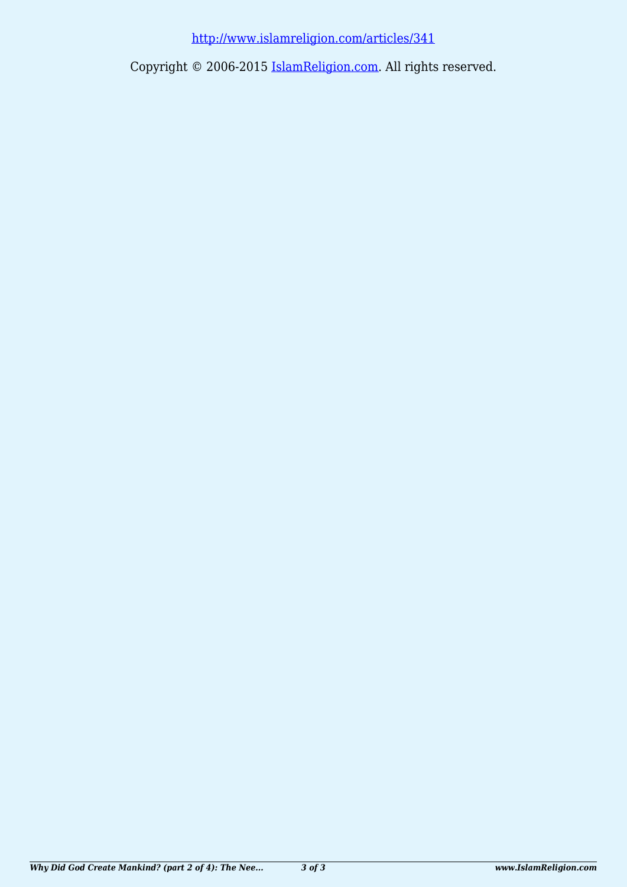http://www.islamreligion.com/articles/341

Copyright © 2006-2015 IslamReligion.com. All rights reserved.